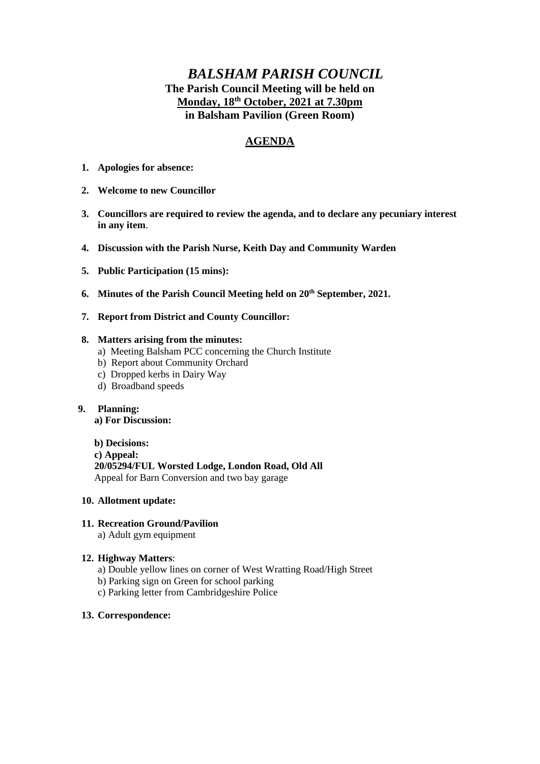# *BALSHAM PARISH COUNCIL*

**The Parish Council Meeting will be held on**
**Monday, 18th October, 2021 at 7.30pm**
**in Balsham Pavilion (Green Room)**

## AGENDA

1. **Apologies for absence:**
2. **Welcome to new Councillor**
3. **Councillors are required to review the agenda, and to declare any pecuniary interest in any item**.
4. **Discussion with the Parish Nurse, Keith Day and Community Warden**
5. **Public Participation (15 mins):**
6. **Minutes of the Parish Council Meeting held on 20th September, 2021.**
7. **Report from District and County Councillor:**
8. **Matters arising from the minutes:**
   a) Meeting Balsham PCC concerning the Church Institute
   b) Report about Community Orchard
   c) Dropped kerbs in Dairy Way
   d) Broadband speeds
9. **Planning:**
   **a) For Discussion:**

   **b) Decisions:**
   **c) Appeal:**
   **20/05294/FUL Worsted Lodge, London Road, Old All**
   Appeal for Barn Conversion and two bay garage
10. **Allotment update:**
11. **Recreation Ground/Pavilion**
    a) Adult gym equipment
12. **Highway Matters**:
    a) Double yellow lines on corner of West Wratting Road/High Street
    b) Parking sign on Green for school parking
    c) Parking letter from Cambridgeshire Police
13. **Correspondence:**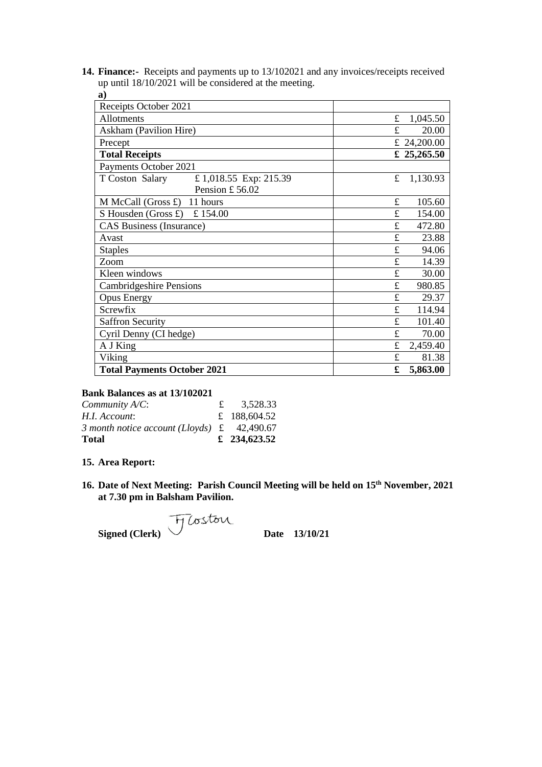**14. Finance:-** Receipts and payments up to 13/102021 and any invoices/receipts received up until 18/10/2021 will be considered at the meeting.

**a)**

| | |
|---|---|
| Receipts October 2021 | |
| Allotments | £ 1,045.50 |
| Askham (Pavilion Hire) | £ 20.00 |
| Precept | £ 24,200.00 |
| **Total Receipts** | **£ 25,265.50** |
| Payments October 2021 | |
| T Coston Salary £ 1,018.55 Exp: 215.39 Pension £ 56.02 | £ 1,130.93 |
| M McCall (Gross £) 11 hours | £ 105.60 |
| S Housden (Gross £) £ 154.00 | £ 154.00 |
| CAS Business (Insurance) | £ 472.80 |
| Avast | £ 23.88 |
| Staples | £ 94.06 |
| Zoom | £ 14.39 |
| Kleen windows | £ 30.00 |
| Cambridgeshire Pensions | £ 980.85 |
| Opus Energy | £ 29.37 |
| Screwfix | £ 114.94 |
| Saffron Security | £ 101.40 |
| Cyril Denny (CI hedge) | £ 70.00 |
| A J King | £ 2,459.40 |
| Viking | £ 81.38 |
| **Total Payments October 2021** | **£ 5,863.00** |

**Bank Balances as at 13/102021**

| | |
|---|---|
| *Community A/C*: | £ 3,528.33 |
| *H.I. Account*: | £ 188,604.52 |
| *3 month notice account (Lloyds)* | £ 42,490.67 |
| **Total** | **£ 234,623.52** |

**15. Area Report:**

**16. Date of Next Meeting: Parish Council Meeting will be held on 15th November, 2021 at 7.30 pm in Balsham Pavilion.**

**Signed (Clerk)** T Coston **Date 13/10/21**